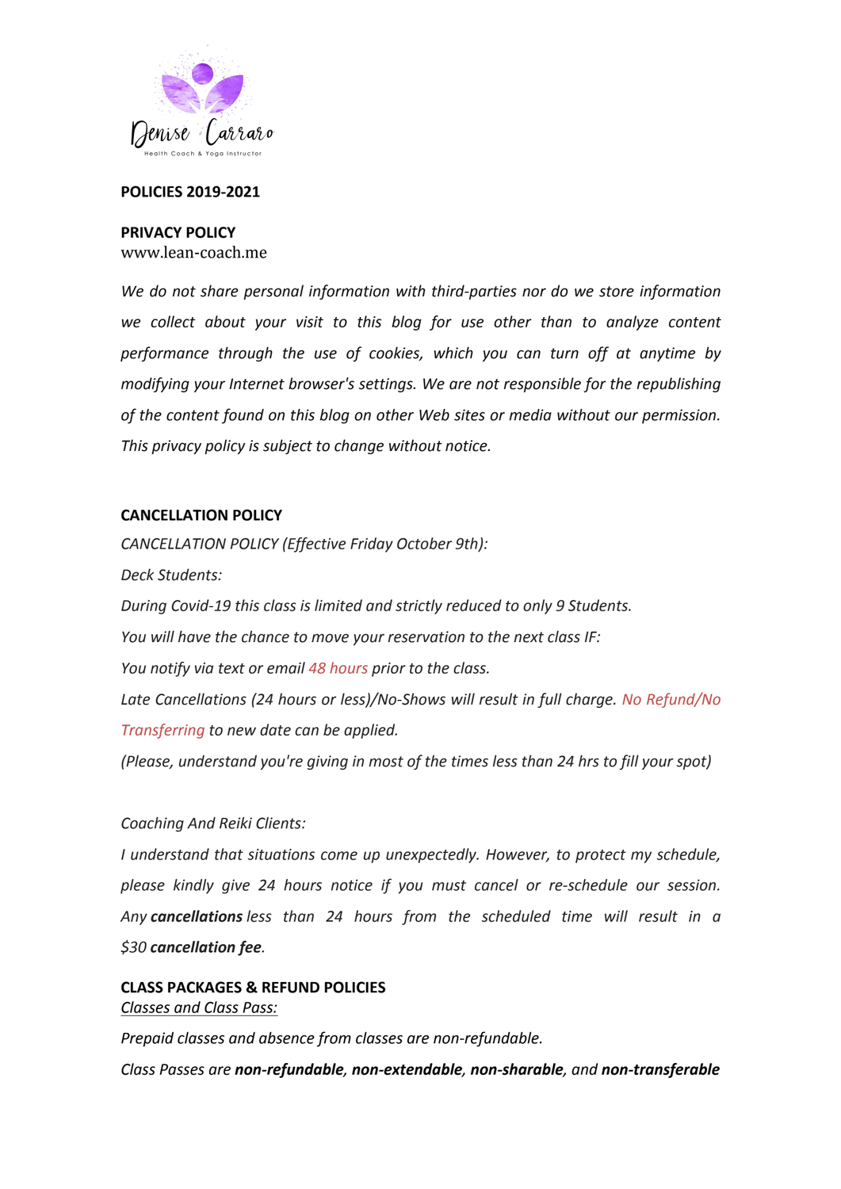Denise Carraro

Health Coach & Yoga Instructor

**POLICIES 2019-2021**

**PRIVACY POLICY**

www.lean-coach.me

*We do not share personal information with third-parties nor do we store information we collect about your visit to this blog for use other than to analyze content performance through the use of cookies, which you can turn off at anytime by modifying your Internet browser's settings. We are not responsible for the republishing of the content found on this blog on other Web sites or media without our permission. This privacy policy is subject to change without notice.*

**CANCELLATION POLICY**

*CANCELLATION POLICY (Effective Friday October 9th):*

*Deck Students:*

*During Covid-19 this class is limited and strictly reduced to only 9 Students.*

*You will have the chance to move your reservation to the next class IF:*

*You notify via text or email 48 hours prior to the class.*

*Late Cancellations (24 hours or less)/No-Shows will result in full charge. No Refund/No Transferring to new date can be applied.*

*(Please, understand you're giving in most of the times less than 24 hrs to fill your spot)*

*Coaching And Reiki Clients:*

*I understand that situations come up unexpectedly. However, to protect my schedule, please kindly give 24 hours notice if you must cancel or re-schedule our session. Any **cancellations** less than 24 hours from the scheduled time will result in a $30 **cancellation fee**.*

**CLASS PACKAGES & REFUND POLICIES**

*Classes and Class Pass:*

*Prepaid classes and absence from classes are non-refundable.*

*Class Passes are **non-refundable**, **non-extendable**, **non-sharable**, and **non-transferable***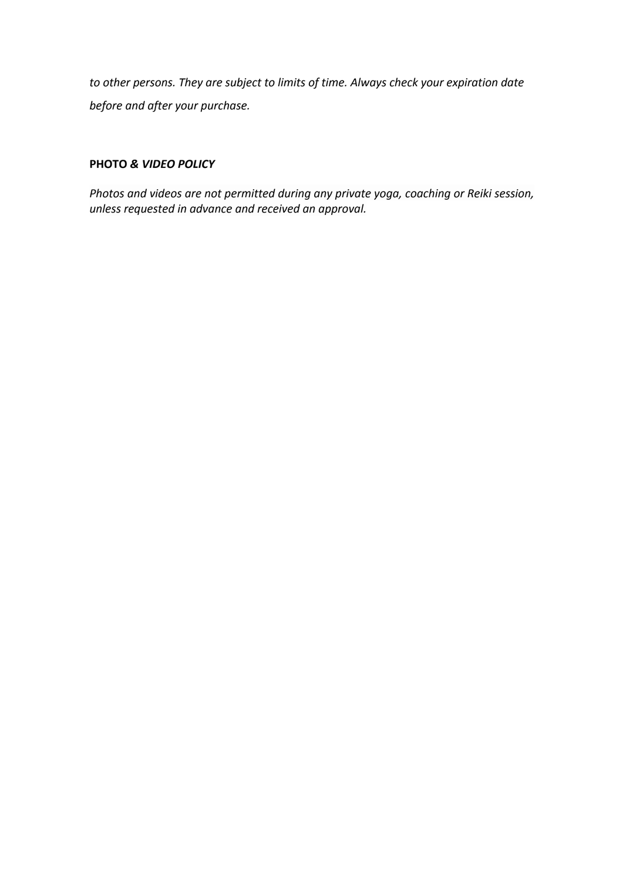*to other persons. They are subject to limits of time. Always check your expiration date before and after your purchase.*

**PHOTO *& VIDEO POLICY***

*Photos and videos are not permitted during any private yoga, coaching or Reiki session, unless requested in advance and received an approval.*